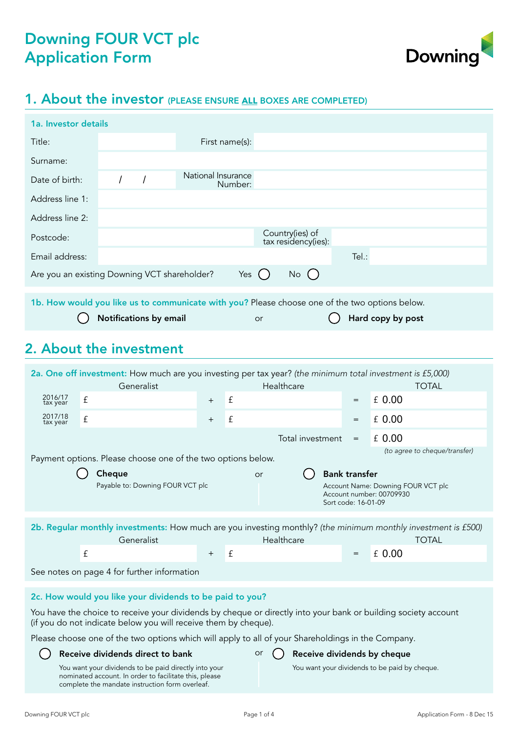# Downing FOUR VCT plc
# Application Form

Downing

## 1. About the investor (PLEASE ENSURE **ALL** BOXES ARE COMPLETED)

### 1a. Investor details

| | | | |
|---|---|---|---|
| Title: | | First name(s): | |
| Surname: | | | |
| Date of birth: | / / | National Insurance Number: | |
| Address line 1: | | | |
| Address line 2: | | | |
| Postcode: | | Country(ies) of tax residency(ies): | |
| Email address: | | Tel.: | |

Are you an existing Downing VCT shareholder? Yes ◯ No ◯

### 1b. How would you like us to communicate with you? Please choose one of the two options below.

◯ **Notifications by email** or ◯ **Hard copy by post**

## 2. About the investment

### 2a. One off investment: How much are you investing per tax year? *(the minimum total investment is £5,000)*

| | Generalist | | Healthcare | | TOTAL |
|---|---|---|---|---|---|
| 2016/17 tax year | £ | + | £ | = | £ 0.00 |
| 2017/18 tax year | £ | + | £ | = | £ 0.00 |
| | | | Total investment | = | £ 0.00 |

*(to agree to cheque/transfer)*

Payment options. Please choose one of the two options below.

◯ **Cheque**
Payable to: Downing FOUR VCT plc

or

◯ **Bank transfer**
Account Name: Downing FOUR VCT plc
Account number: 00709930
Sort code: 16-01-09

### 2b. Regular monthly investments: How much are you investing monthly? *(the minimum monthly investment is £500)*

| Generalist | | Healthcare | | TOTAL |
|---|---|---|---|---|
| £ | + | £ | = | £ 0.00 |

See notes on page 4 for further information

### 2c. How would you like your dividends to be paid to you?

You have the choice to receive your dividends by cheque or directly into your bank or building society account (if you do not indicate below you will receive them by cheque).

Please choose one of the two options which will apply to all of your Shareholdings in the Company.

◯ **Receive dividends direct to bank**
You want your dividends to be paid directly into your nominated account. In order to facilitate this, please complete the mandate instruction form overleaf.

or

◯ **Receive dividends by cheque**
You want your dividends to be paid by cheque.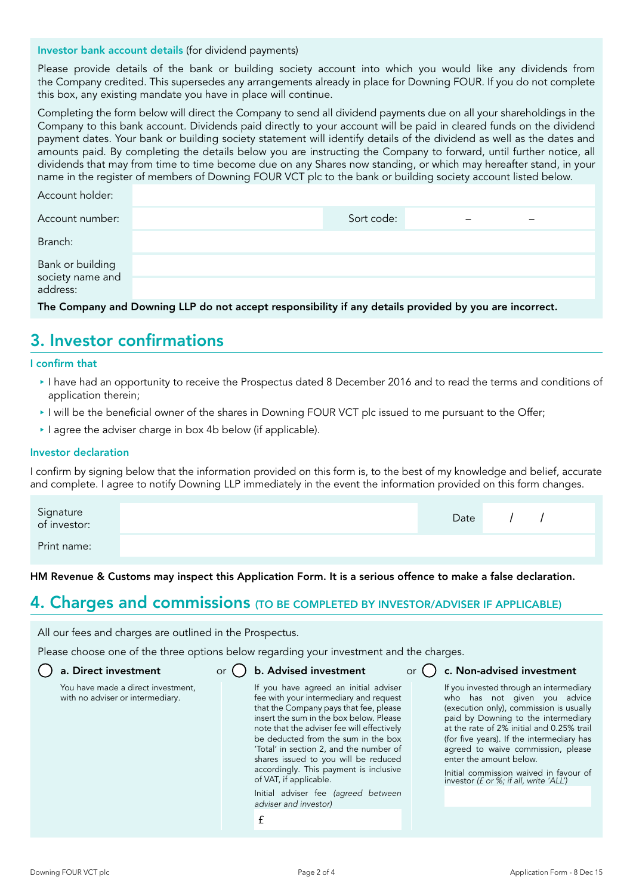**Investor bank account details** (for dividend payments)

Please provide details of the bank or building society account into which you would like any dividends from the Company credited. This supersedes any arrangements already in place for Downing FOUR. If you do not complete this box, any existing mandate you have in place will continue.

Completing the form below will direct the Company to send all dividend payments due on all your shareholdings in the Company to this bank account. Dividends paid directly to your account will be paid in cleared funds on the dividend payment dates. Your bank or building society statement will identify details of the dividend as well as the dates and amounts paid. By completing the details below you are instructing the Company to forward, until further notice, all dividends that may from time to time become due on any Shares now standing, or which may hereafter stand, in your name in the register of members of Downing FOUR VCT plc to the bank or building society account listed below.

| | | | |
|---|---|---|---|
| Account holder: | | | |
| Account number: | | Sort code: | – – |
| Branch: | | | |
| Bank or building society name and address: | | | |

**The Company and Downing LLP do not accept responsibility if any details provided by you are incorrect.**

## 3. Investor confirmations

### I confirm that

- I have had an opportunity to receive the Prospectus dated 8 December 2016 and to read the terms and conditions of application therein;
- I will be the beneficial owner of the shares in Downing FOUR VCT plc issued to me pursuant to the Offer;
- I agree the adviser charge in box 4b below (if applicable).

### Investor declaration

I confirm by signing below that the information provided on this form is, to the best of my knowledge and belief, accurate and complete. I agree to notify Downing LLP immediately in the event the information provided on this form changes.

| | | | |
|---|---|---|---|
| Signature of investor: | | Date | / / |
| Print name: | | | |

**HM Revenue & Customs may inspect this Application Form. It is a serious offence to make a false declaration.**

## 4. Charges and commissions (TO BE COMPLETED BY INVESTOR/ADVISER IF APPLICABLE)

All our fees and charges are outlined in the Prospectus.

Please choose one of the three options below regarding your investment and the charges.

◯ **a. Direct investment**

You have made a direct investment, with no adviser or intermediary.

or ◯ **b. Advised investment**

If you have agreed an initial adviser fee with your intermediary and request that the Company pays that fee, please insert the sum in the box below. Please note that the adviser fee will effectively be deducted from the sum in the box 'Total' in section 2, and the number of shares issued to you will be reduced accordingly. This payment is inclusive of VAT, if applicable.

Initial adviser fee *(agreed between adviser and investor)*

£

or ◯ **c. Non-advised investment**

If you invested through an intermediary who has not given you advice (execution only), commission is usually paid by Downing to the intermediary at the rate of 2% initial and 0.25% trail (for five years). If the intermediary has agreed to waive commission, please enter the amount below.

Initial commission waived in favour of investor *(£ or %; if all, write 'ALL')*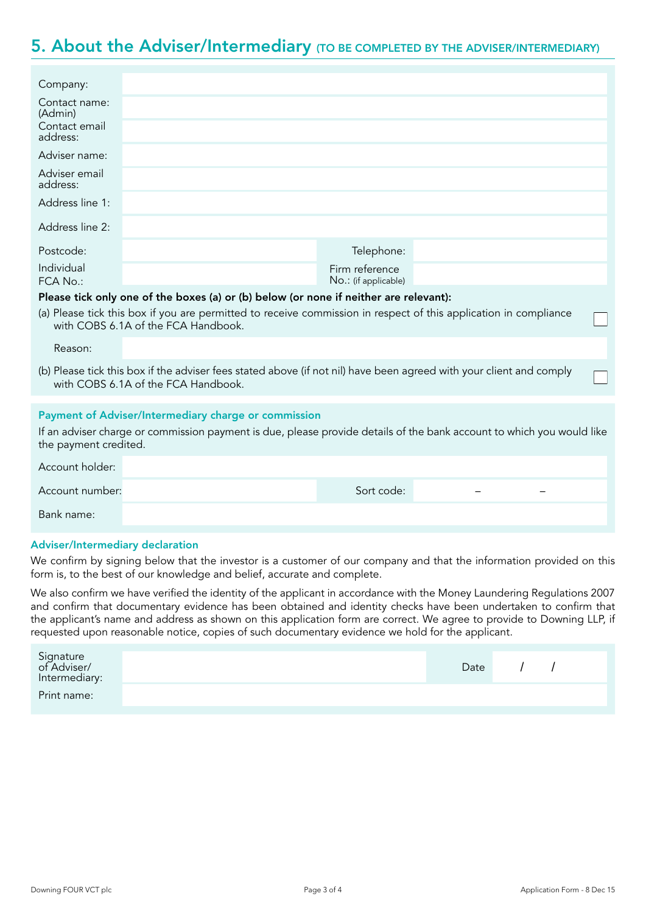## 5. About the Adviser/Intermediary (TO BE COMPLETED BY THE ADVISER/INTERMEDIARY)

| | | | |
|---|---|---|---|
| Company: | | | |
| Contact name: (Admin) | | | |
| Contact email address: | | | |
| Adviser name: | | | |
| Adviser email address: | | | |
| Address line 1: | | | |
| Address line 2: | | | |
| Postcode: | | Telephone: | |
| Individual FCA No.: | | Firm reference No.: (if applicable) | |

**Please tick only one of the boxes (a) or (b) below (or none if neither are relevant):**

(a) Please tick this box if you are permitted to receive commission in respect of this application in compliance with COBS 6.1A of the FCA Handbook. ☐

Reason:

(b) Please tick this box if the adviser fees stated above (if not nil) have been agreed with your client and comply with COBS 6.1A of the FCA Handbook. ☐

### Payment of Adviser/Intermediary charge or commission

If an adviser charge or commission payment is due, please provide details of the bank account to which you would like the payment credited.

| | | | |
|---|---|---|---|
| Account holder: | | | |
| Account number: | | Sort code: | – – |
| Bank name: | | | |

### Adviser/Intermediary declaration

We confirm by signing below that the investor is a customer of our company and that the information provided on this form is, to the best of our knowledge and belief, accurate and complete.

We also confirm we have verified the identity of the applicant in accordance with the Money Laundering Regulations 2007 and confirm that documentary evidence has been obtained and identity checks have been undertaken to confirm that the applicant's name and address as shown on this application form are correct. We agree to provide to Downing LLP, if requested upon reasonable notice, copies of such documentary evidence we hold for the applicant.

| | | | |
|---|---|---|---|
| Signature of Adviser/ Intermediary: | | Date | / / |
| Print name: | | | |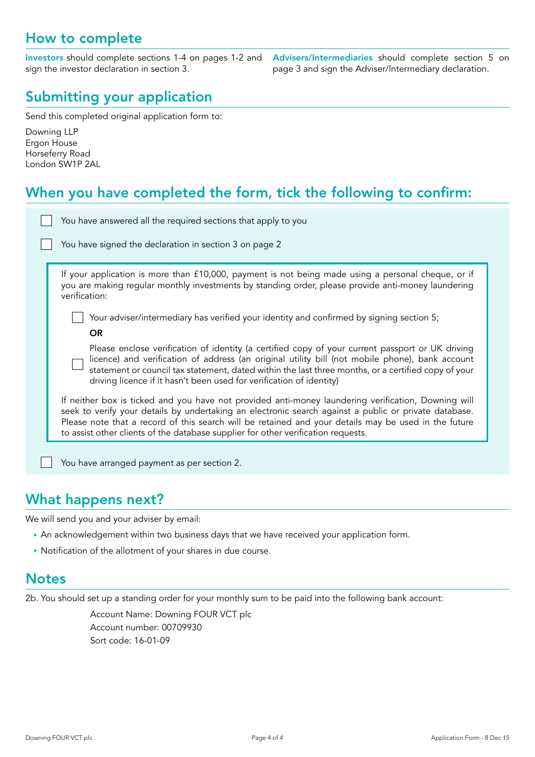## How to complete

**Investors** should complete sections 1-4 on pages 1-2 and sign the investor declaration in section 3.

**Advisers/Intermediaries** should complete section 5 on page 3 and sign the Adviser/Intermediary declaration.

## Submitting your application

Send this completed original application form to:

Downing LLP
Ergon House
Horseferry Road
London SW1P 2AL

## When you have completed the form, tick the following to confirm:

- ☐ You have answered all the required sections that apply to you
- ☐ You have signed the declaration in section 3 on page 2

If your application is more than £10,000, payment is not being made using a personal cheque, or if you are making regular monthly investments by standing order, please provide anti-money laundering verification:

- ☐ Your adviser/intermediary has verified your identity and confirmed by signing section 5;

**OR**

- ☐ Please enclose verification of identity (a certified copy of your current passport or UK driving licence) and verification of address (an original utility bill (not mobile phone), bank account statement or council tax statement, dated within the last three months, or a certified copy of your driving licence if it hasn't been used for verification of identity)

If neither box is ticked and you have not provided anti-money laundering verification, Downing will seek to verify your details by undertaking an electronic search against a public or private database. Please note that a record of this search will be retained and your details may be used in the future to assist other clients of the database supplier for other verification requests.

- ☐ You have arranged payment as per section 2.

## What happens next?

We will send you and your adviser by email:

- An acknowledgement within two business days that we have received your application form.
- Notification of the allotment of your shares in due course.

## Notes

2b. You should set up a standing order for your monthly sum to be paid into the following bank account:

Account Name: Downing FOUR VCT plc
Account number: 00709930
Sort code: 16-01-09